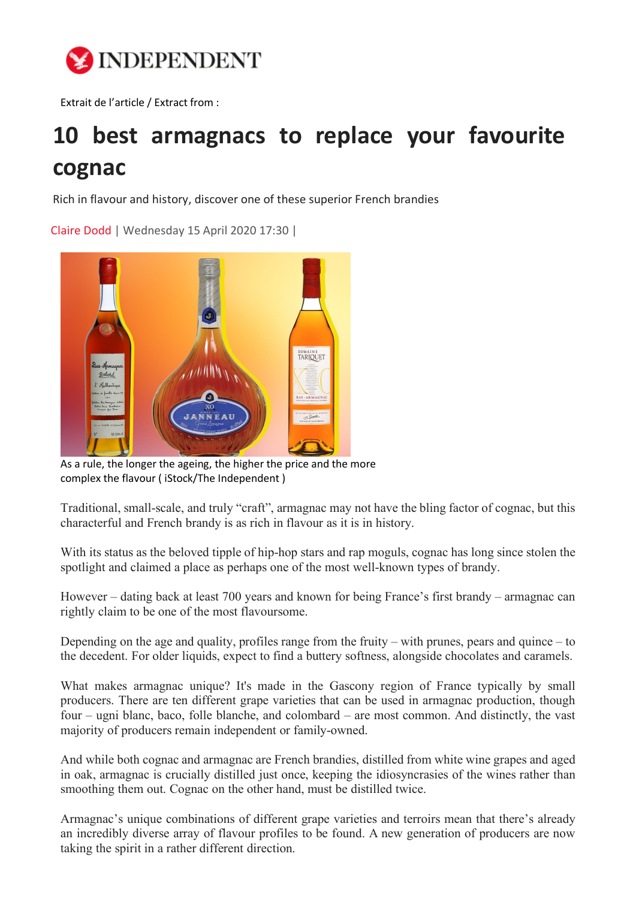INDEPENDENT

Extrait de l'article / Extract from :

# 10 best armagnacs to replace your favourite cognac

Rich in flavour and history, discover one of these superior French brandies

Claire Dodd | Wednesday 15 April 2020 17:30 |

As a rule, the longer the ageing, the higher the price and the more complex the flavour ( iStock/The Independent )

Traditional, small-scale, and truly "craft", armagnac may not have the bling factor of cognac, but this characterful and French brandy is as rich in flavour as it is in history.

With its status as the beloved tipple of hip-hop stars and rap moguls, cognac has long since stolen the spotlight and claimed a place as perhaps one of the most well-known types of brandy.

However – dating back at least 700 years and known for being France's first brandy – armagnac can rightly claim to be one of the most flavoursome.

Depending on the age and quality, profiles range from the fruity – with prunes, pears and quince – to the decedent. For older liquids, expect to find a buttery softness, alongside chocolates and caramels.

What makes armagnac unique? It's made in the Gascony region of France typically by small producers. There are ten different grape varieties that can be used in armagnac production, though four – ugni blanc, baco, folle blanche, and colombard – are most common. And distinctly, the vast majority of producers remain independent or family-owned.

And while both cognac and armagnac are French brandies, distilled from white wine grapes and aged in oak, armagnac is crucially distilled just once, keeping the idiosyncrasies of the wines rather than smoothing them out. Cognac on the other hand, must be distilled twice.

Armagnac's unique combinations of different grape varieties and terroirs mean that there's already an incredibly diverse array of flavour profiles to be found. A new generation of producers are now taking the spirit in a rather different direction.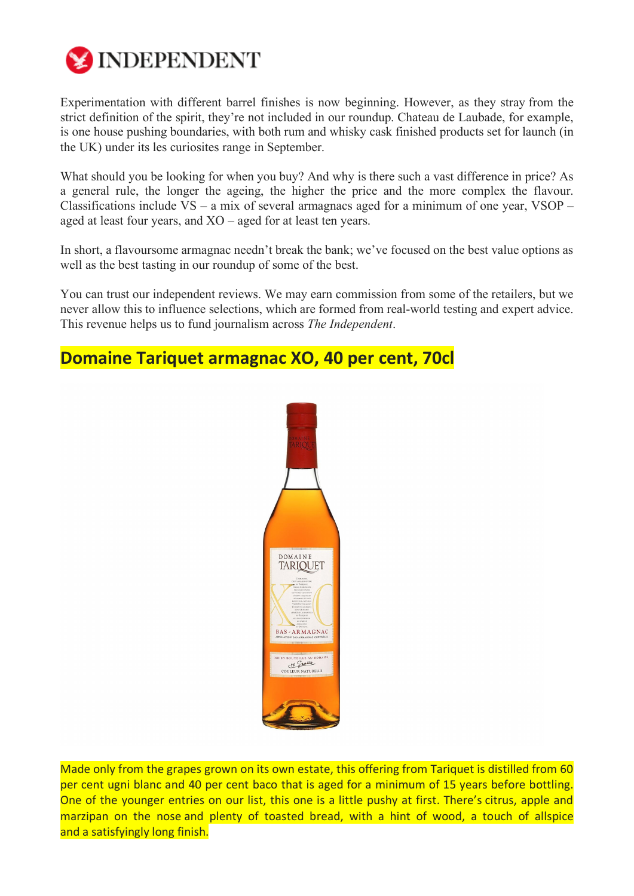Experimentation with different barrel finishes is now beginning. However, as they stray from the strict definition of the spirit, they're not included in our roundup. Chateau de Laubade, for example, is one house pushing boundaries, with both rum and whisky cask finished products set for launch (in the UK) under its les curiosites range in September.

What should you be looking for when you buy? And why is there such a vast difference in price? As a general rule, the longer the ageing, the higher the price and the more complex the flavour. Classifications include VS – a mix of several armagnacs aged for a minimum of one year, VSOP – aged at least four years, and XO – aged for at least ten years.

In short, a flavoursome armagnac needn't break the bank; we've focused on the best value options as well as the best tasting in our roundup of some of the best.

You can trust our independent reviews. We may earn commission from some of the retailers, but we never allow this to influence selections, which are formed from real-world testing and expert advice. This revenue helps us to fund journalism across *The Independent*.

## Domaine Tariquet armagnac XO, 40 per cent, 70cl

Made only from the grapes grown on its own estate, this offering from Tariquet is distilled from 60 per cent ugni blanc and 40 per cent baco that is aged for a minimum of 15 years before bottling. One of the younger entries on our list, this one is a little pushy at first. There's citrus, apple and marzipan on the nose and plenty of toasted bread, with a hint of wood, a touch of allspice and a satisfyingly long finish.